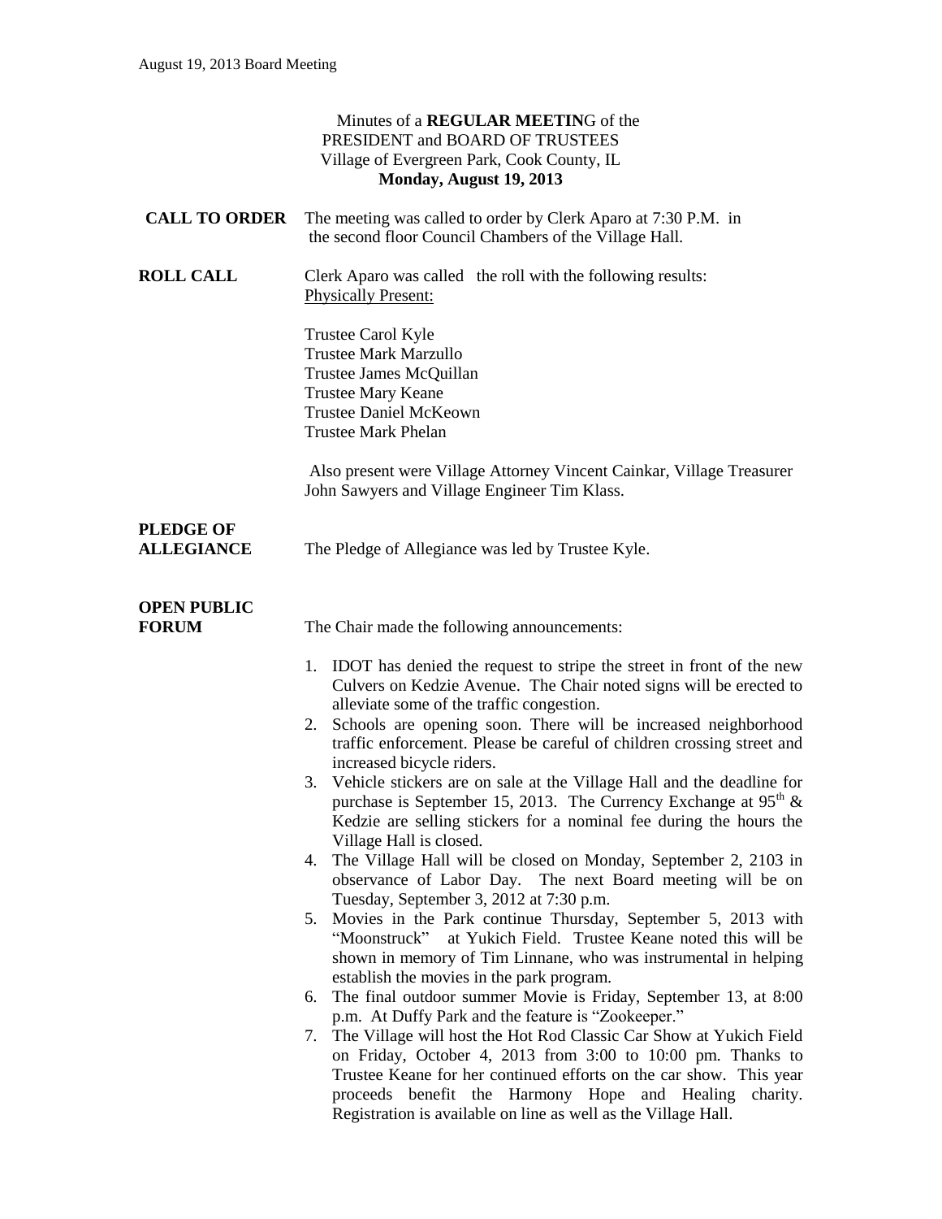Minutes of a **REGULAR MEETIN**G of the
PRESIDENT and BOARD OF TRUSTEES
Village of Evergreen Park, Cook County, IL
**Monday, August 19, 2013**

**CALL TO ORDER** The meeting was called to order by Clerk Aparo at 7:30 P.M. in the second floor Council Chambers of the Village Hall.

**ROLL CALL** Clerk Aparo was called the roll with the following results:
Physically Present:

Trustee Carol Kyle
Trustee Mark Marzullo
Trustee James McQuillan
Trustee Mary Keane
Trustee Daniel McKeown
Trustee Mark Phelan

Also present were Village Attorney Vincent Cainkar, Village Treasurer John Sawyers and Village Engineer Tim Klass.

**PLEDGE OF ALLEGIANCE** The Pledge of Allegiance was led by Trustee Kyle.

**OPEN PUBLIC FORUM** The Chair made the following announcements:

1. IDOT has denied the request to stripe the street in front of the new Culvers on Kedzie Avenue. The Chair noted signs will be erected to alleviate some of the traffic congestion.
2. Schools are opening soon. There will be increased neighborhood traffic enforcement. Please be careful of children crossing street and increased bicycle riders.
3. Vehicle stickers are on sale at the Village Hall and the deadline for purchase is September 15, 2013. The Currency Exchange at 95th & Kedzie are selling stickers for a nominal fee during the hours the Village Hall is closed.
4. The Village Hall will be closed on Monday, September 2, 2103 in observance of Labor Day. The next Board meeting will be on Tuesday, September 3, 2012 at 7:30 p.m.
5. Movies in the Park continue Thursday, September 5, 2013 with "Moonstruck" at Yukich Field. Trustee Keane noted this will be shown in memory of Tim Linnane, who was instrumental in helping establish the movies in the park program.
6. The final outdoor summer Movie is Friday, September 13, at 8:00 p.m. At Duffy Park and the feature is "Zookeeper."
7. The Village will host the Hot Rod Classic Car Show at Yukich Field on Friday, October 4, 2013 from 3:00 to 10:00 pm. Thanks to Trustee Keane for her continued efforts on the car show. This year proceeds benefit the Harmony Hope and Healing charity. Registration is available on line as well as the Village Hall.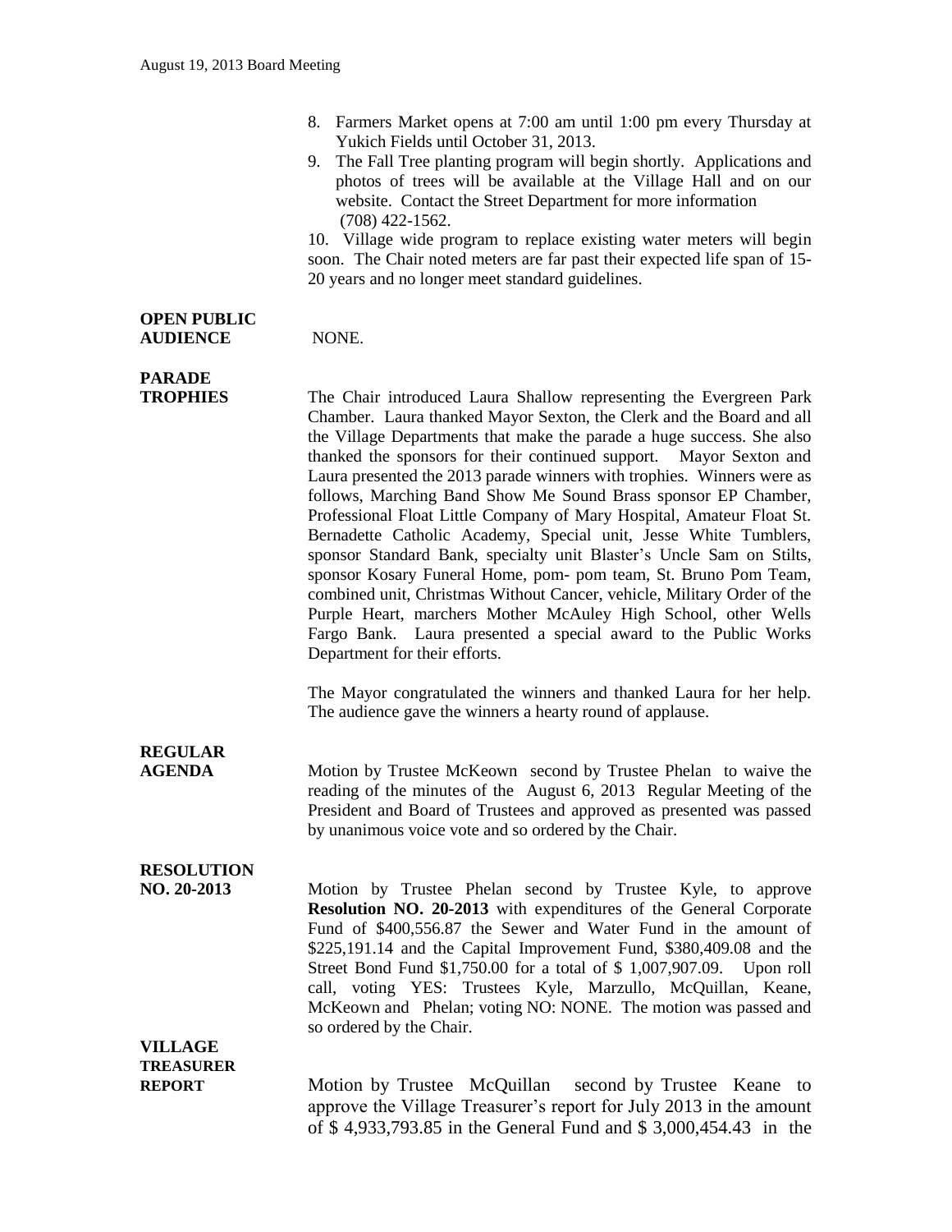8. Farmers Market opens at 7:00 am until 1:00 pm every Thursday at Yukich Fields until October 31, 2013.
9. The Fall Tree planting program will begin shortly. Applications and photos of trees will be available at the Village Hall and on our website. Contact the Street Department for more information (708) 422-1562.
10. Village wide program to replace existing water meters will begin soon. The Chair noted meters are far past their expected life span of 15-20 years and no longer meet standard guidelines.

**OPEN PUBLIC AUDIENCE** NONE.

**PARADE TROPHIES** The Chair introduced Laura Shallow representing the Evergreen Park Chamber. Laura thanked Mayor Sexton, the Clerk and the Board and all the Village Departments that make the parade a huge success. She also thanked the sponsors for their continued support. Mayor Sexton and Laura presented the 2013 parade winners with trophies. Winners were as follows, Marching Band Show Me Sound Brass sponsor EP Chamber, Professional Float Little Company of Mary Hospital, Amateur Float St. Bernadette Catholic Academy, Special unit, Jesse White Tumblers, sponsor Standard Bank, specialty unit Blaster's Uncle Sam on Stilts, sponsor Kosary Funeral Home, pom- pom team, St. Bruno Pom Team, combined unit, Christmas Without Cancer, vehicle, Military Order of the Purple Heart, marchers Mother McAuley High School, other Wells Fargo Bank. Laura presented a special award to the Public Works Department for their efforts.

The Mayor congratulated the winners and thanked Laura for her help. The audience gave the winners a hearty round of applause.

**REGULAR AGENDA** Motion by Trustee McKeown second by Trustee Phelan to waive the reading of the minutes of the August 6, 2013 Regular Meeting of the President and Board of Trustees and approved as presented was passed by unanimous voice vote and so ordered by the Chair.

**RESOLUTION NO. 20-2013** Motion by Trustee Phelan second by Trustee Kyle, to approve **Resolution NO. 20-2013** with expenditures of the General Corporate Fund of $400,556.87 the Sewer and Water Fund in the amount of $225,191.14 and the Capital Improvement Fund, $380,409.08 and the Street Bond Fund $1,750.00 for a total of $ 1,007,907.09. Upon roll call, voting YES: Trustees Kyle, Marzullo, McQuillan, Keane, McKeown and Phelan; voting NO: NONE. The motion was passed and so ordered by the Chair.

**VILLAGE TREASURER REPORT** Motion by Trustee McQuillan second by Trustee Keane to approve the Village Treasurer's report for July 2013 in the amount of $ 4,933,793.85 in the General Fund and $ 3,000,454.43 in the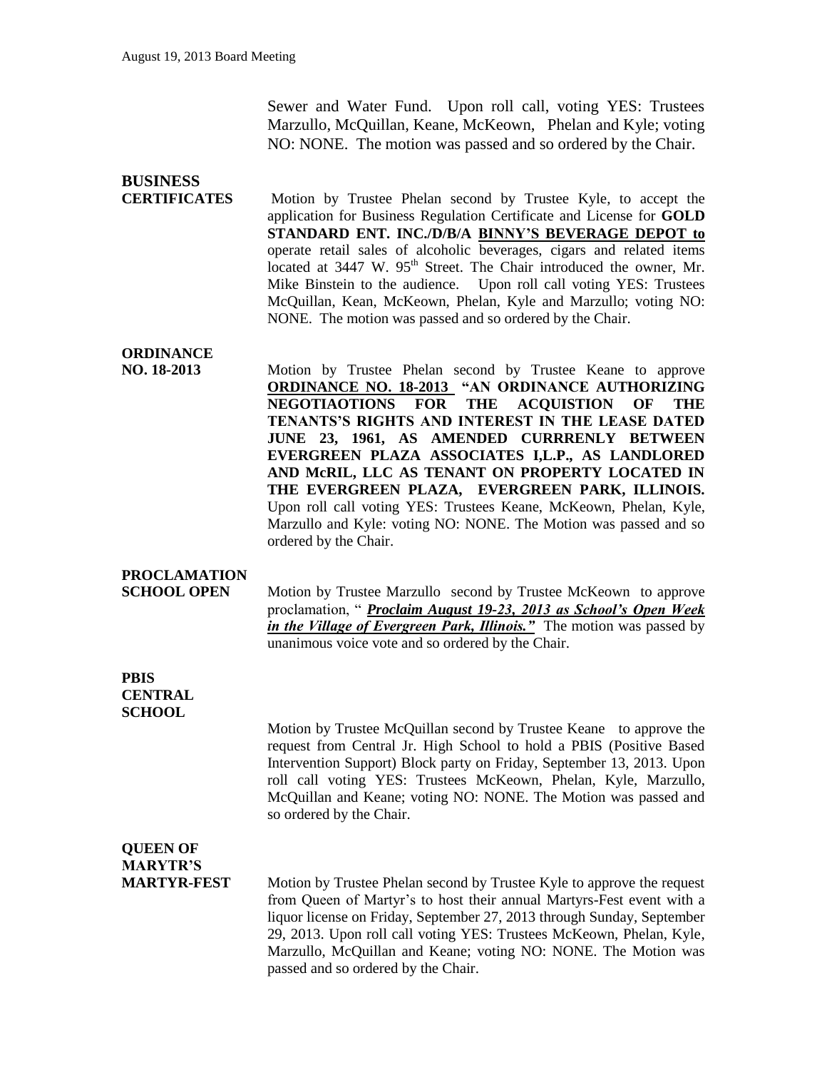Sewer and Water Fund. Upon roll call, voting YES: Trustees Marzullo, McQuillan, Keane, McKeown, Phelan and Kyle; voting NO: NONE. The motion was passed and so ordered by the Chair.

**BUSINESS CERTIFICATES**

Motion by Trustee Phelan second by Trustee Kyle, to accept the application for Business Regulation Certificate and License for **GOLD STANDARD ENT. INC./D/B/A <u>BINNY'S BEVERAGE DEPOT</u> to** operate retail sales of alcoholic beverages, cigars and related items located at 3447 W. 95th Street. The Chair introduced the owner, Mr. Mike Binstein to the audience. Upon roll call voting YES: Trustees McQuillan, Kean, McKeown, Phelan, Kyle and Marzullo; voting NO: NONE. The motion was passed and so ordered by the Chair.

**ORDINANCE NO. 18-2013**

Motion by Trustee Phelan second by Trustee Keane to approve **<u>ORDINANCE NO. 18-2013</u> "AN ORDINANCE AUTHORIZING NEGOTIAOTIONS FOR THE ACQUISTION OF THE TENANTS'S RIGHTS AND INTEREST IN THE LEASE DATED JUNE 23, 1961, AS AMENDED CURRRENLY BETWEEN EVERGREEN PLAZA ASSOCIATES I,L.P., AS LANDLORED AND McRIL, LLC AS TENANT ON PROPERTY LOCATED IN THE EVERGREEN PLAZA, EVERGREEN PARK, ILLINOIS.** Upon roll call voting YES: Trustees Keane, McKeown, Phelan, Kyle, Marzullo and Kyle: voting NO: NONE. The Motion was passed and so ordered by the Chair.

**PROCLAMATION SCHOOL OPEN**

Motion by Trustee Marzullo second by Trustee McKeown to approve proclamation, " ***<u>Proclaim August 19-23, 2013 as School's Open Week in the Village of Evergreen Park, Illinois."</u>*** The motion was passed by unanimous voice vote and so ordered by the Chair.

**PBIS CENTRAL SCHOOL**

Motion by Trustee McQuillan second by Trustee Keane to approve the request from Central Jr. High School to hold a PBIS (Positive Based Intervention Support) Block party on Friday, September 13, 2013. Upon roll call voting YES: Trustees McKeown, Phelan, Kyle, Marzullo, McQuillan and Keane; voting NO: NONE. The Motion was passed and so ordered by the Chair.

**QUEEN OF MARYTR'S MARTYR-FEST**

Motion by Trustee Phelan second by Trustee Kyle to approve the request from Queen of Martyr's to host their annual Martyrs-Fest event with a liquor license on Friday, September 27, 2013 through Sunday, September 29, 2013. Upon roll call voting YES: Trustees McKeown, Phelan, Kyle, Marzullo, McQuillan and Keane; voting NO: NONE. The Motion was passed and so ordered by the Chair.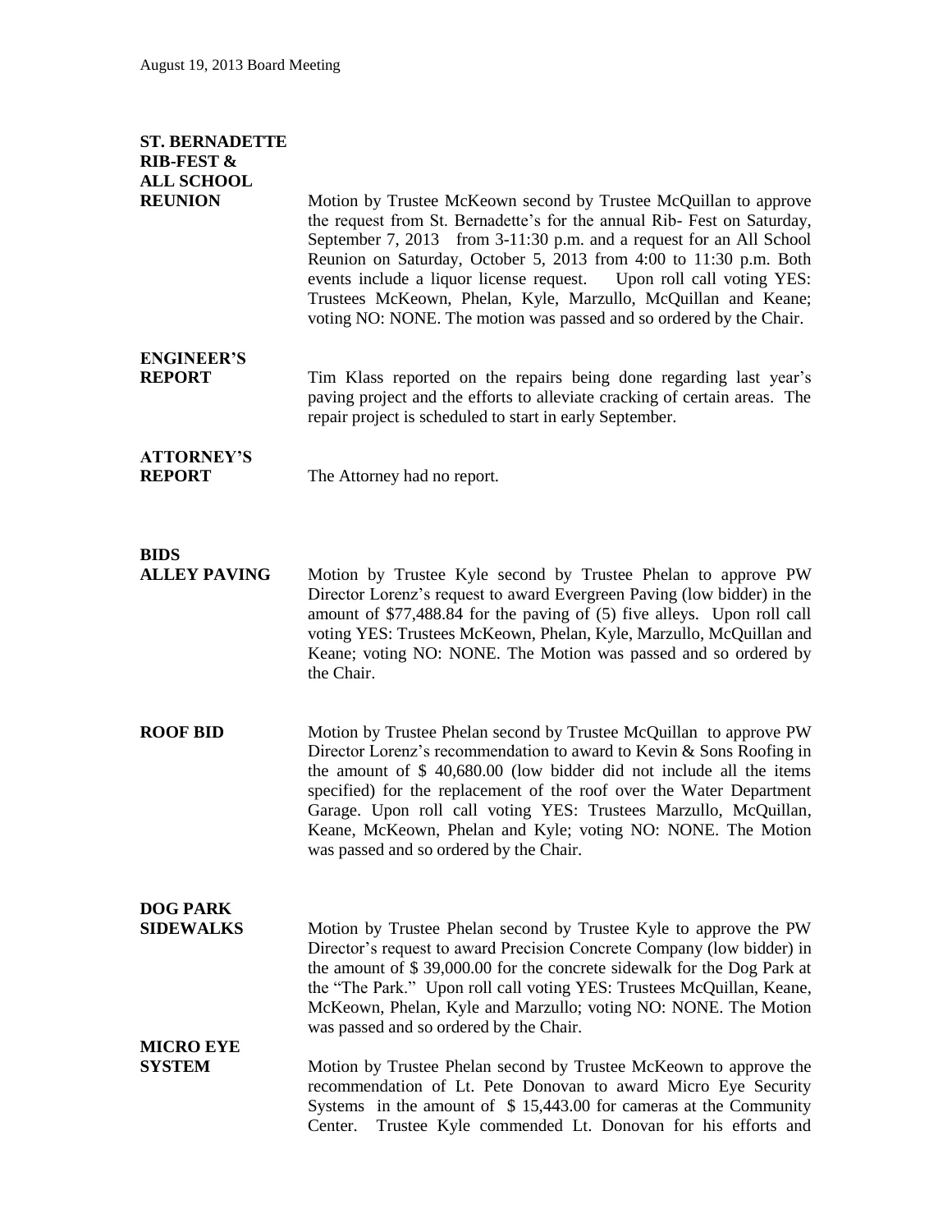**ST. BERNADETTE RIB-FEST & ALL SCHOOL REUNION**

Motion by Trustee McKeown second by Trustee McQuillan to approve the request from St. Bernadette's for the annual Rib- Fest on Saturday, September 7, 2013 from 3-11:30 p.m. and a request for an All School Reunion on Saturday, October 5, 2013 from 4:00 to 11:30 p.m. Both events include a liquor license request. Upon roll call voting YES: Trustees McKeown, Phelan, Kyle, Marzullo, McQuillan and Keane; voting NO: NONE. The motion was passed and so ordered by the Chair.

**ENGINEER'S REPORT**

Tim Klass reported on the repairs being done regarding last year's paving project and the efforts to alleviate cracking of certain areas. The repair project is scheduled to start in early September.

**ATTORNEY'S REPORT**

The Attorney had no report.

**BIDS**

**ALLEY PAVING**

Motion by Trustee Kyle second by Trustee Phelan to approve PW Director Lorenz's request to award Evergreen Paving (low bidder) in the amount of $77,488.84 for the paving of (5) five alleys. Upon roll call voting YES: Trustees McKeown, Phelan, Kyle, Marzullo, McQuillan and Keane; voting NO: NONE. The Motion was passed and so ordered by the Chair.

**ROOF BID**

Motion by Trustee Phelan second by Trustee McQuillan to approve PW Director Lorenz's recommendation to award to Kevin & Sons Roofing in the amount of $ 40,680.00 (low bidder did not include all the items specified) for the replacement of the roof over the Water Department Garage. Upon roll call voting YES: Trustees Marzullo, McQuillan, Keane, McKeown, Phelan and Kyle; voting NO: NONE. The Motion was passed and so ordered by the Chair.

**DOG PARK SIDEWALKS**

Motion by Trustee Phelan second by Trustee Kyle to approve the PW Director's request to award Precision Concrete Company (low bidder) in the amount of $ 39,000.00 for the concrete sidewalk for the Dog Park at the "The Park." Upon roll call voting YES: Trustees McQuillan, Keane, McKeown, Phelan, Kyle and Marzullo; voting NO: NONE. The Motion was passed and so ordered by the Chair.

**MICRO EYE SYSTEM**

Motion by Trustee Phelan second by Trustee McKeown to approve the recommendation of Lt. Pete Donovan to award Micro Eye Security Systems in the amount of $ 15,443.00 for cameras at the Community Center. Trustee Kyle commended Lt. Donovan for his efforts and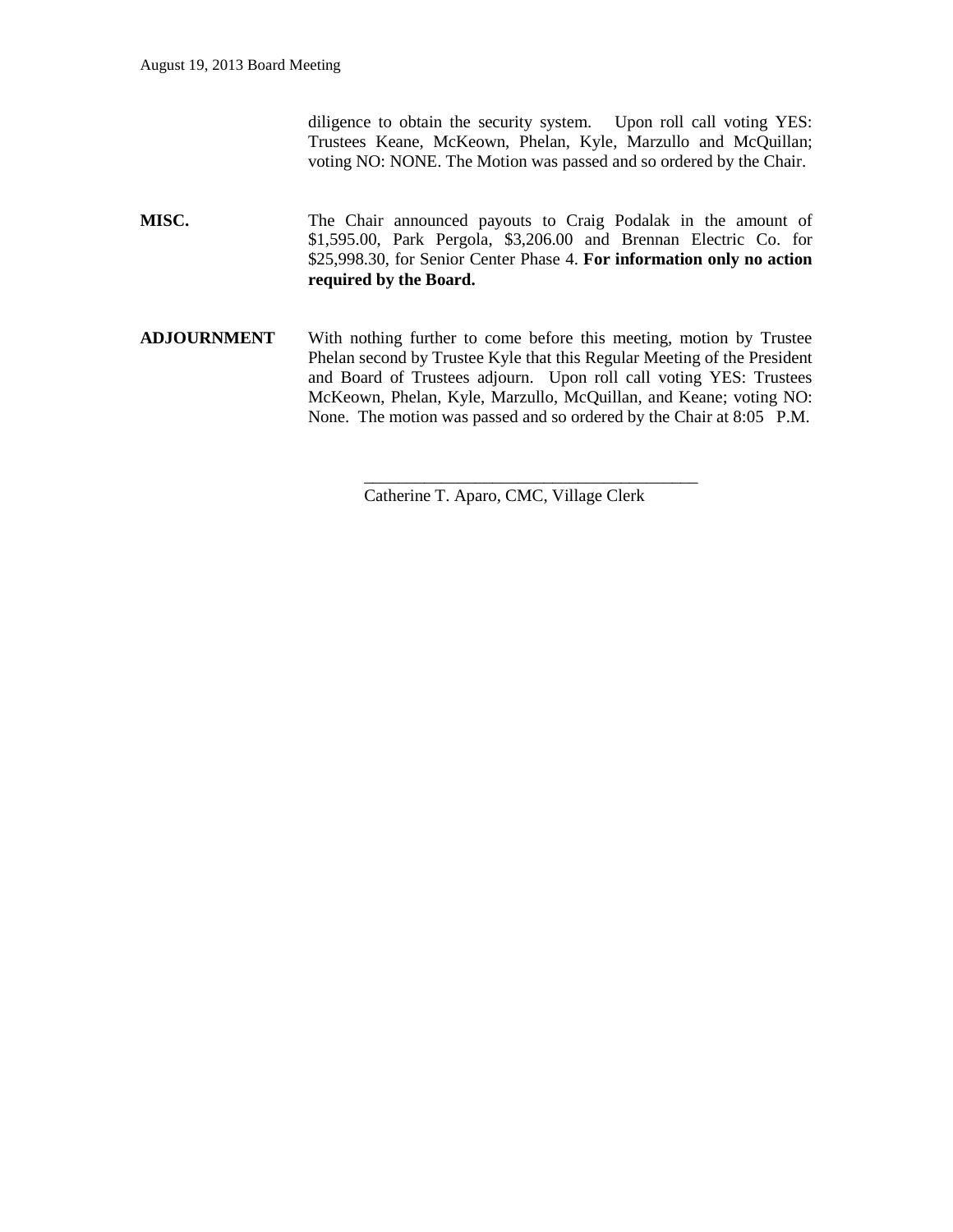diligence to obtain the security system. Upon roll call voting YES: Trustees Keane, McKeown, Phelan, Kyle, Marzullo and McQuillan; voting NO: NONE. The Motion was passed and so ordered by the Chair.

**MISC.** The Chair announced payouts to Craig Podalak in the amount of $1,595.00, Park Pergola, $3,206.00 and Brennan Electric Co. for $25,998.30, for Senior Center Phase 4. **For information only no action required by the Board.**

**ADJOURNMENT** With nothing further to come before this meeting, motion by Trustee Phelan second by Trustee Kyle that this Regular Meeting of the President and Board of Trustees adjourn. Upon roll call voting YES: Trustees McKeown, Phelan, Kyle, Marzullo, McQuillan, and Keane; voting NO: None. The motion was passed and so ordered by the Chair at 8:05 P.M.

\_\_\_\_\_\_\_\_\_\_\_\_\_\_\_\_\_\_\_\_\_\_\_\_\_\_\_\_\_\_\_\_\_\_\_\_\_\_\_\_

Catherine T. Aparo, CMC, Village Clerk